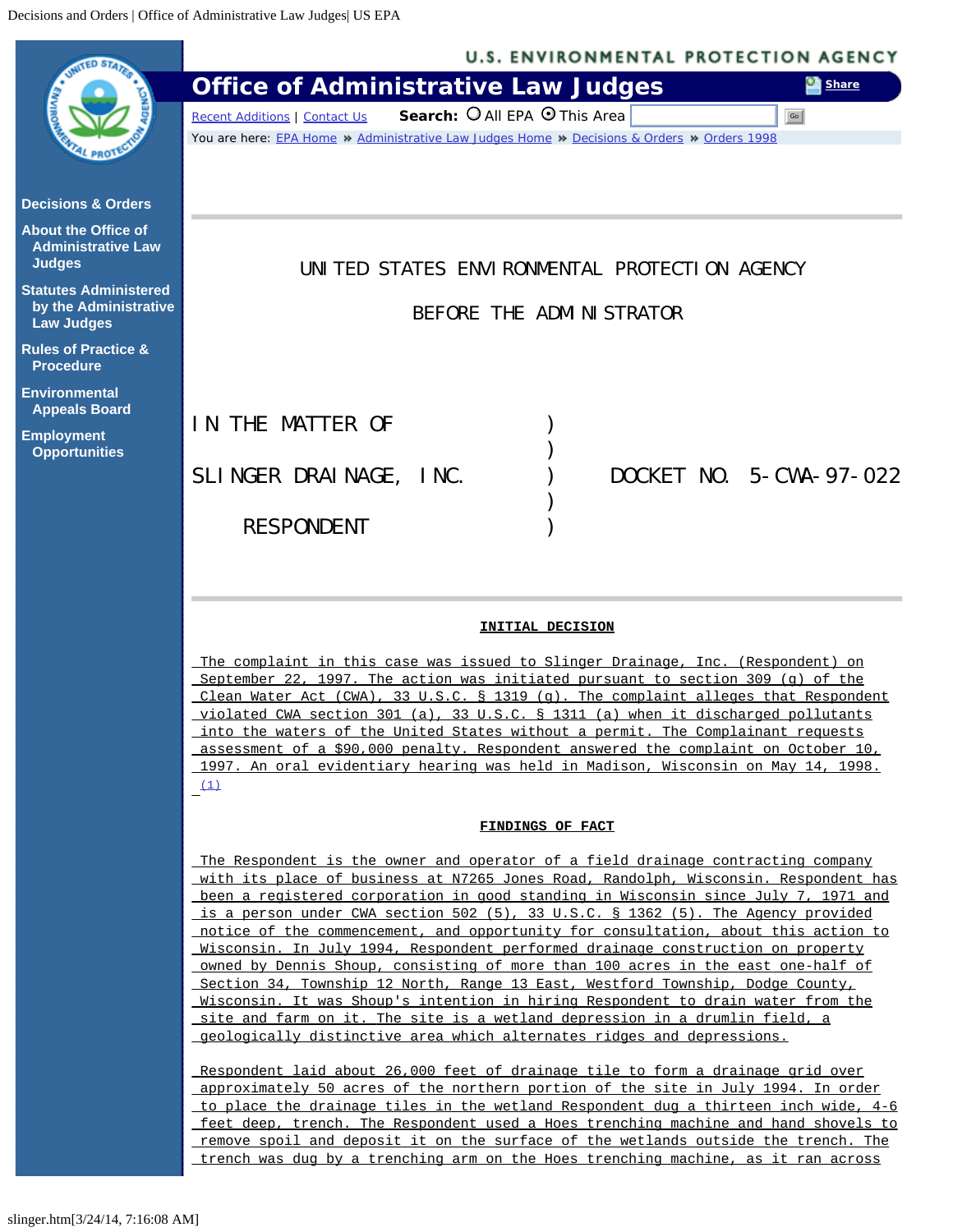UNITED STATES ENVIRONMENTAL PROTECTION AGENCY

BEFORE THE ADMINISTRATOR

| | | |
|---|---|---|
| IN THE MATTER OF | ) | |
| | ) | |
| SLINGER DRAINAGE, INC. | ) | DOCKET NO. 5-CWA-97-022 |
| | ) | |
| RESPONDENT | ) | |

**INITIAL DECISION**

The complaint in this case was issued to Slinger Drainage, Inc. (Respondent) on September 22, 1997. The action was initiated pursuant to section 309 (g) of the Clean Water Act (CWA), 33 U.S.C. § 1319 (g). The complaint alleges that Respondent violated CWA section 301 (a), 33 U.S.C. § 1311 (a) when it discharged pollutants into the waters of the United States without a permit. The Complainant requests assessment of a $90,000 penalty. Respondent answered the complaint on October 10, 1997. An oral evidentiary hearing was held in Madison, Wisconsin on May 14, 1998. (1)

**FINDINGS OF FACT**

The Respondent is the owner and operator of a field drainage contracting company with its place of business at N7265 Jones Road, Randolph, Wisconsin. Respondent has been a registered corporation in good standing in Wisconsin since July 7, 1971 and is a person under CWA section 502 (5), 33 U.S.C. § 1362 (5). The Agency provided notice of the commencement, and opportunity for consultation, about this action to Wisconsin. In July 1994, Respondent performed drainage construction on property owned by Dennis Shoup, consisting of more than 100 acres in the east one-half of Section 34, Township 12 North, Range 13 East, Westford Township, Dodge County, Wisconsin. It was Shoup's intention in hiring Respondent to drain water from the site and farm on it. The site is a wetland depression in a drumlin field, a geologically distinctive area which alternates ridges and depressions.

Respondent laid about 26,000 feet of drainage tile to form a drainage grid over approximately 50 acres of the northern portion of the site in July 1994. In order to place the drainage tiles in the wetland Respondent dug a thirteen inch wide, 4-6 feet deep, trench. The Respondent used a Hoes trenching machine and hand shovels to remove spoil and deposit it on the surface of the wetlands outside the trench. The trench was dug by a trenching arm on the Hoes trenching machine, as it ran across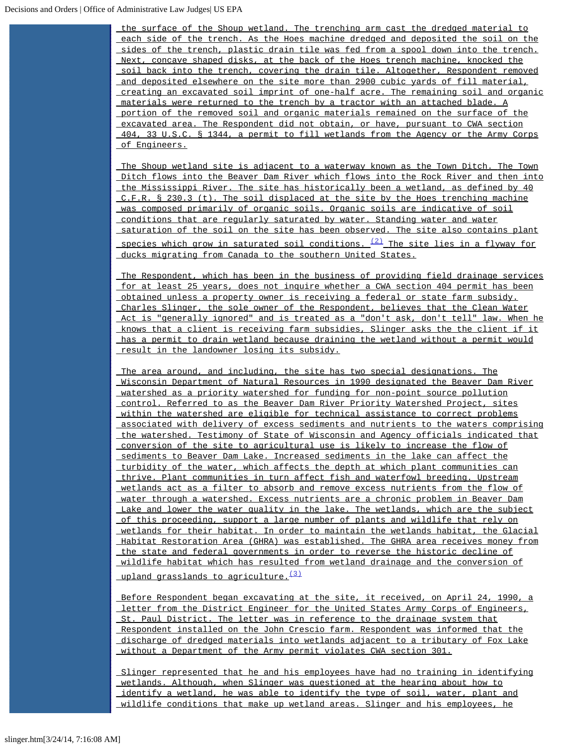the surface of the Shoup wetland. The trenching arm cast the dredged material to each side of the trench. As the Hoes machine dredged and deposited the soil on the sides of the trench, plastic drain tile was fed from a spool down into the trench. Next, concave shaped disks, at the back of the Hoes trench machine, knocked the soil back into the trench, covering the drain tile. Altogether, Respondent removed and deposited elsewhere on the site more than 2900 cubic yards of fill material, creating an excavated soil imprint of one-half acre. The remaining soil and organic materials were returned to the trench by a tractor with an attached blade. A portion of the removed soil and organic materials remained on the surface of the excavated area. The Respondent did not obtain, or have, pursuant to CWA section 404, 33 U.S.C. § 1344, a permit to fill wetlands from the Agency or the Army Corps of Engineers.

The Shoup wetland site is adjacent to a waterway known as the Town Ditch. The Town Ditch flows into the Beaver Dam River which flows into the Rock River and then into the Mississippi River. The site has historically been a wetland, as defined by 40 C.F.R. § 230.3 (t). The soil displaced at the site by the Hoes trenching machine was composed primarily of organic soils. Organic soils are indicative of soil conditions that are regularly saturated by water. Standing water and water saturation of the soil on the site has been observed. The site also contains plant species which grow in saturated soil conditions. (2) The site lies in a flyway for ducks migrating from Canada to the southern United States.

The Respondent, which has been in the business of providing field drainage services for at least 25 years, does not inquire whether a CWA section 404 permit has been obtained unless a property owner is receiving a federal or state farm subsidy. Charles Slinger, the sole owner of the Respondent, believes that the Clean Water Act is "generally ignored" and is treated as a "don't ask, don't tell" law. When he knows that a client is receiving farm subsidies, Slinger asks the the client if it has a permit to drain wetland because draining the wetland without a permit would result in the landowner losing its subsidy.

The area around, and including, the site has two special designations. The Wisconsin Department of Natural Resources in 1990 designated the Beaver Dam River watershed as a priority watershed for funding for non-point source pollution control. Referred to as the Beaver Dam River Priority Watershed Project, sites within the watershed are eligible for technical assistance to correct problems associated with delivery of excess sediments and nutrients to the waters comprising the watershed. Testimony of State of Wisconsin and Agency officials indicated that conversion of the site to agricultural use is likely to increase the flow of sediments to Beaver Dam Lake. Increased sediments in the lake can affect the turbidity of the water, which affects the depth at which plant communities can thrive. Plant communities in turn affect fish and waterfowl breeding. Upstream wetlands act as a filter to absorb and remove excess nutrients from the flow of water through a watershed. Excess nutrients are a chronic problem in Beaver Dam Lake and lower the water quality in the lake. The wetlands, which are the subject of this proceeding, support a large number of plants and wildlife that rely on wetlands for their habitat. In order to maintain the wetlands habitat, the Glacial Habitat Restoration Area (GHRA) was established. The GHRA area receives money from the state and federal governments in order to reverse the historic decline of wildlife habitat which has resulted from wetland drainage and the conversion of upland grasslands to agriculture.(3)

Before Respondent began excavating at the site, it received, on April 24, 1990, a letter from the District Engineer for the United States Army Corps of Engineers, St. Paul District. The letter was in reference to the drainage system that Respondent installed on the John Crescio farm. Respondent was informed that the discharge of dredged materials into wetlands adjacent to a tributary of Fox Lake without a Department of the Army permit violates CWA section 301.

Slinger represented that he and his employees have had no training in identifying wetlands. Although, when Slinger was questioned at the hearing about how to identify a wetland, he was able to identify the type of soil, water, plant and wildlife conditions that make up wetland areas. Slinger and his employees, he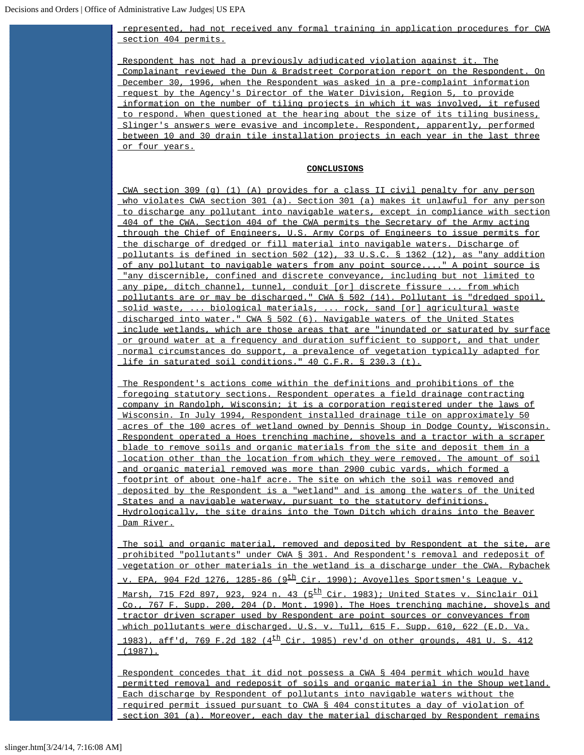represented, had not received any formal training in application procedures for CWA section 404 permits.

Respondent has not had a previously adjudicated violation against it. The Complainant reviewed the Dun & Bradstreet Corporation report on the Respondent. On December 30, 1996, when the Respondent was asked in a pre-complaint information request by the Agency's Director of the Water Division, Region 5, to provide information on the number of tiling projects in which it was involved, it refused to respond. When questioned at the hearing about the size of its tiling business, Slinger's answers were evasive and incomplete. Respondent, apparently, performed between 10 and 30 drain tile installation projects in each year in the last three or four years.

**CONCLUSIONS**

CWA section 309 (g) (1) (A) provides for a class II civil penalty for any person who violates CWA section 301 (a). Section 301 (a) makes it unlawful for any person to discharge any pollutant into navigable waters, except in compliance with section 404 of the CWA. Section 404 of the CWA permits the Secretary of the Army acting through the Chief of Engineers, U.S. Army Corps of Engineers to issue permits for the discharge of dredged or fill material into navigable waters. Discharge of pollutants is defined in section 502 (12), 33 U.S.C. § 1362 (12), as "any addition of any pollutant to navigable waters from any point source...." A point source is "any discernible, confined and discrete conveyance, including but not limited to any pipe, ditch channel, tunnel, conduit [or] discrete fissure ... from which pollutants are or may be discharged." CWA § 502 (14). Pollutant is "dredged spoil, solid waste, ... biological materials, ... rock, sand [or] agricultural waste discharged into water." CWA § 502 (6). Navigable waters of the United States include wetlands, which are those areas that are "inundated or saturated by surface or ground water at a frequency and duration sufficient to support, and that under normal circumstances do support, a prevalence of vegetation typically adapted for life in saturated soil conditions." 40 C.F.R. § 230.3 (t).

The Respondent's actions come within the definitions and prohibitions of the foregoing statutory sections. Respondent operates a field drainage contracting company in Randolph, Wisconsin; it is a corporation registered under the laws of Wisconsin. In July 1994, Respondent installed drainage tile on approximately 50 acres of the 100 acres of wetland owned by Dennis Shoup in Dodge County, Wisconsin. Respondent operated a Hoes trenching machine, shovels and a tractor with a scraper blade to remove soils and organic materials from the site and deposit them in a location other than the location from which they were removed. The amount of soil and organic material removed was more than 2900 cubic yards, which formed a footprint of about one-half acre. The site on which the soil was removed and deposited by the Respondent is a "wetland" and is among the waters of the United States and a navigable waterway, pursuant to the statutory definitions. Hydrologically, the site drains into the Town Ditch which drains into the Beaver Dam River.

The soil and organic material, removed and deposited by Respondent at the site, are prohibited "pollutants" under CWA § 301. And Respondent's removal and redeposit of vegetation or other materials in the wetland is a discharge under the CWA. Rybachek v. EPA, 904 F2d 1276, 1285-86 (9th Cir. 1990); Avoyelles Sportsmen's League v. Marsh, 715 F2d 897, 923, 924 n. 43 (5th Cir. 1983); United States v. Sinclair Oil Co., 767 F. Supp. 200, 204 (D. Mont. 1990). The Hoes trenching machine, shovels and tractor driven scraper used by Respondent are point sources or conveyances from which pollutants were discharged. U.S. v. Tull, 615 F. Supp. 610, 622 (E.D. Va. 1983), aff'd, 769 F.2d 182 (4th Cir. 1985) rev'd on other grounds, 481 U. S. 412 (1987).

Respondent concedes that it did not possess a CWA § 404 permit which would have permitted removal and redeposit of soils and organic material in the Shoup wetland. Each discharge by Respondent of pollutants into navigable waters without the required permit issued pursuant to CWA § 404 constitutes a day of violation of section 301 (a). Moreover, each day the material discharged by Respondent remains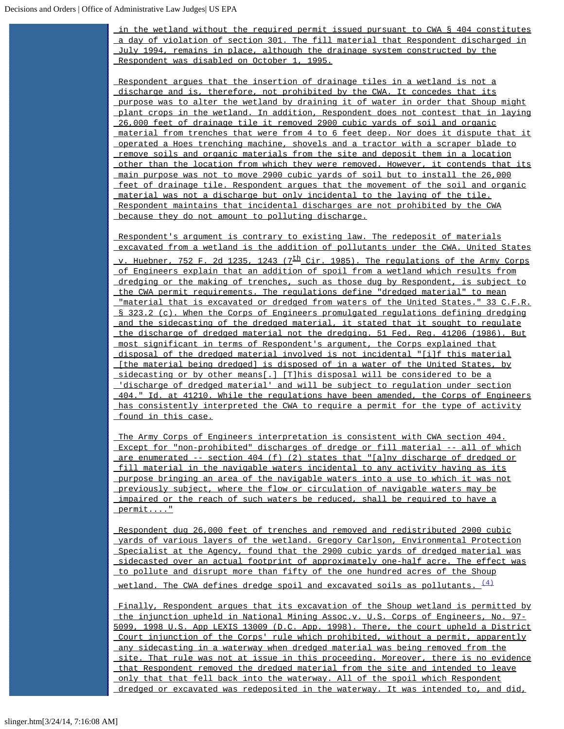in the wetland without the required permit issued pursuant to CWA § 404 constitutes a day of violation of section 301. The fill material that Respondent discharged in July 1994, remains in place, although the drainage system constructed by the Respondent was disabled on October 1, 1995.

Respondent argues that the insertion of drainage tiles in a wetland is not a discharge and is, therefore, not prohibited by the CWA. It concedes that its purpose was to alter the wetland by draining it of water in order that Shoup might plant crops in the wetland. In addition, Respondent does not contest that in laying 26,000 feet of drainage tile it removed 2900 cubic yards of soil and organic material from trenches that were from 4 to 6 feet deep. Nor does it dispute that it operated a Hoes trenching machine, shovels and a tractor with a scraper blade to remove soils and organic materials from the site and deposit them in a location other than the location from which they were removed. However, it contends that its main purpose was not to move 2900 cubic yards of soil but to install the 26,000 feet of drainage tile. Respondent argues that the movement of the soil and organic material was not a discharge but only incidental to the laying of the tile. Respondent maintains that incidental discharges are not prohibited by the CWA because they do not amount to polluting discharge.

Respondent's argument is contrary to existing law. The redeposit of materials excavated from a wetland is the addition of pollutants under the CWA. United States v. Huebner, 752 F. 2d 1235, 1243 (7th Cir. 1985). The regulations of the Army Corps of Engineers explain that an addition of spoil from a wetland which results from dredging or the making of trenches, such as those dug by Respondent, is subject to the CWA permit requirements. The regulations define "dredged material" to mean "material that is excavated or dredged from waters of the United States." 33 C.F.R. § 323.2 (c). When the Corps of Engineers promulgated regulations defining dredging and the sidecasting of the dredged material, it stated that it sought to regulate the discharge of dredged material not the dredging. 51 Fed. Reg. 41206 (1986). But most significant in terms of Respondent's argument, the Corps explained that disposal of the dredged material involved is not incidental "[i]f this material [the material being dredged] is disposed of in a water of the United States, by sidecasting or by other means[.] [T]his disposal will be considered to be a 'discharge of dredged material' and will be subject to regulation under section 404." Id. at 41210. While the regulations have been amended, the Corps of Engineers has consistently interpreted the CWA to require a permit for the type of activity found in this case.

The Army Corps of Engineers interpretation is consistent with CWA section 404. Except for "non-prohibited" discharges of dredge or fill material -- all of which are enumerated -- section 404 (f) (2) states that "[a]ny discharge of dredged or fill material in the navigable waters incidental to any activity having as its purpose bringing an area of the navigable waters into a use to which it was not previously subject, where the flow or circulation of navigable waters may be impaired or the reach of such waters be reduced, shall be required to have a permit...."

Respondent dug 26,000 feet of trenches and removed and redistributed 2900 cubic yards of various layers of the wetland. Gregory Carlson, Environmental Protection Specialist at the Agency, found that the 2900 cubic yards of dredged material was sidecasted over an actual footprint of approximately one-half acre. The effect was to pollute and disrupt more than fifty of the one hundred acres of the Shoup wetland. The CWA defines dredge spoil and excavated soils as pollutants. [(4)]

Finally, Respondent argues that its excavation of the Shoup wetland is permitted by the injunction upheld in National Mining Assoc.v. U.S. Corps of Engineers, No. 97-5099, 1998 U.S. App LEXIS 13009 (D.C. App. 1998). There, the court upheld a District Court injunction of the Corps' rule which prohibited, without a permit, apparently any sidecasting in a waterway when dredged material was being removed from the site. That rule was not at issue in this proceeding. Moreover, there is no evidence that Respondent removed the dredged material from the site and intended to leave only that that fell back into the waterway. All of the spoil which Respondent dredged or excavated was redeposited in the waterway. It was intended to, and did,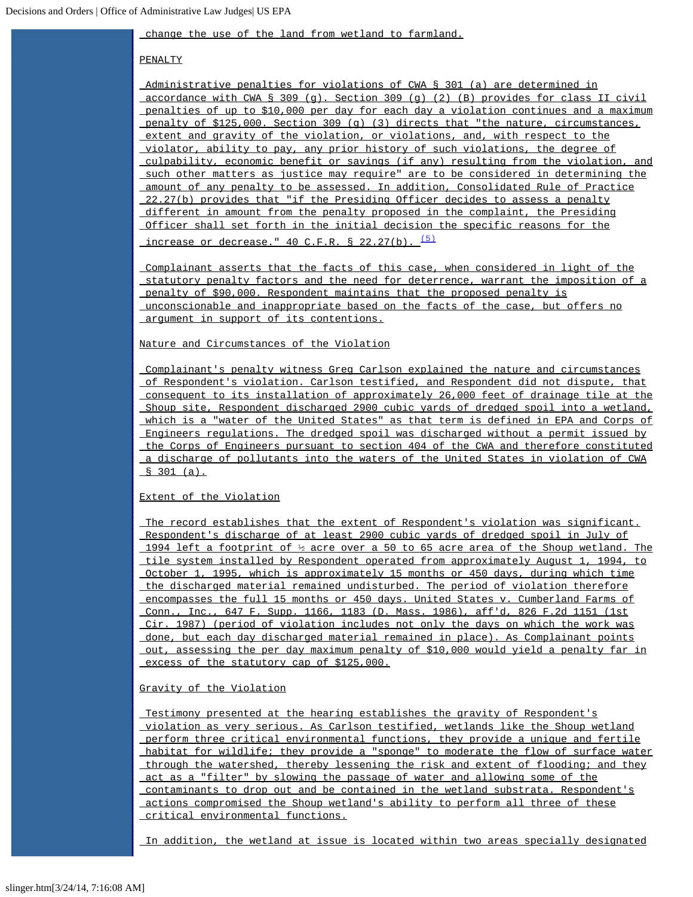change the use of the land from wetland to farmland.

PENALTY

Administrative penalties for violations of CWA § 301 (a) are determined in accordance with CWA § 309 (g). Section 309 (g) (2) (B) provides for class II civil penalties of up to $10,000 per day for each day a violation continues and a maximum penalty of $125,000. Section 309 (g) (3) directs that "the nature, circumstances, extent and gravity of the violation, or violations, and, with respect to the violator, ability to pay, any prior history of such violations, the degree of culpability, economic benefit or savings (if any) resulting from the violation, and such other matters as justice may require" are to be considered in determining the amount of any penalty to be assessed. In addition, Consolidated Rule of Practice 22.27(b) provides that "if the Presiding Officer decides to assess a penalty different in amount from the penalty proposed in the complaint, the Presiding Officer shall set forth in the initial decision the specific reasons for the increase or decrease." 40 C.F.R. § 22.27(b). [(5)]

Complainant asserts that the facts of this case, when considered in light of the statutory penalty factors and the need for deterrence, warrant the imposition of a penalty of $90,000. Respondent maintains that the proposed penalty is unconscionable and inappropriate based on the facts of the case, but offers no argument in support of its contentions.

Nature and Circumstances of the Violation

Complainant's penalty witness Greg Carlson explained the nature and circumstances of Respondent's violation. Carlson testified, and Respondent did not dispute, that consequent to its installation of approximately 26,000 feet of drainage tile at the Shoup site, Respondent discharged 2900 cubic yards of dredged spoil into a wetland, which is a "water of the United States" as that term is defined in EPA and Corps of Engineers regulations. The dredged spoil was discharged without a permit issued by the Corps of Engineers pursuant to section 404 of the CWA and therefore constituted a discharge of pollutants into the waters of the United States in violation of CWA § 301 (a).

Extent of the Violation

The record establishes that the extent of Respondent's violation was significant. Respondent's discharge of at least 2900 cubic yards of dredged spoil in July of 1994 left a footprint of ½ acre over a 50 to 65 acre area of the Shoup wetland. The tile system installed by Respondent operated from approximately August 1, 1994, to October 1, 1995, which is approximately 15 months or 450 days, during which time the discharged material remained undisturbed. The period of violation therefore encompasses the full 15 months or 450 days. United States v. Cumberland Farms of Conn., Inc., 647 F. Supp. 1166, 1183 (D. Mass. 1986), aff'd, 826 F.2d 1151 (1st Cir. 1987) (period of violation includes not only the days on which the work was done, but each day discharged material remained in place). As Complainant points out, assessing the per day maximum penalty of $10,000 would yield a penalty far in excess of the statutory cap of $125,000.

Gravity of the Violation

Testimony presented at the hearing establishes the gravity of Respondent's violation as very serious. As Carlson testified, wetlands like the Shoup wetland perform three critical environmental functions, they provide a unique and fertile habitat for wildlife; they provide a "sponge" to moderate the flow of surface water through the watershed, thereby lessening the risk and extent of flooding; and they act as a "filter" by slowing the passage of water and allowing some of the contaminants to drop out and be contained in the wetland substrata. Respondent's actions compromised the Shoup wetland's ability to perform all three of these critical environmental functions.

In addition, the wetland at issue is located within two areas specially designated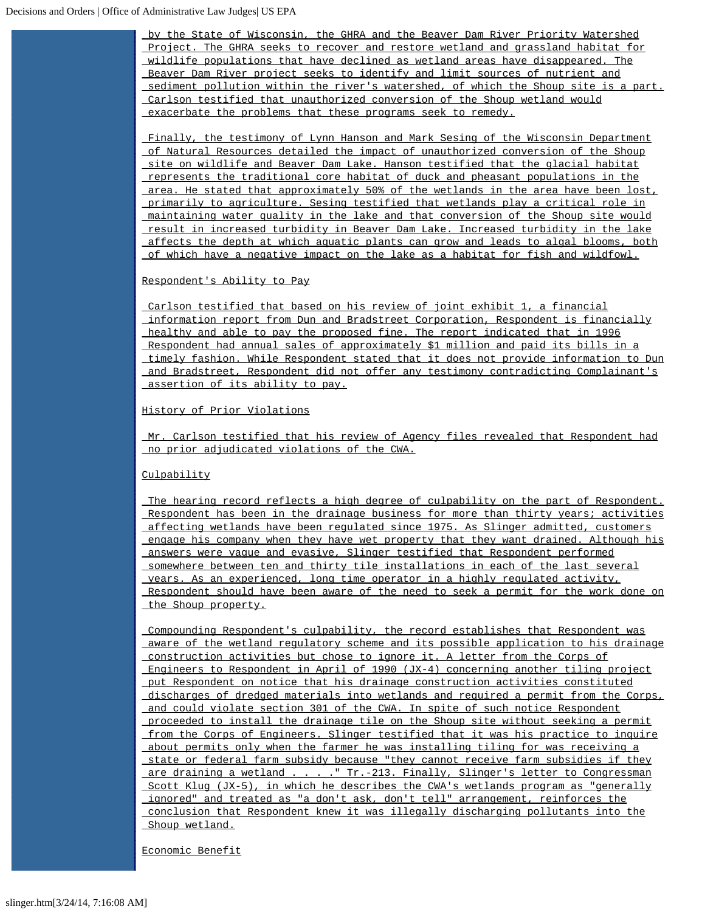by the State of Wisconsin, the GHRA and the Beaver Dam River Priority Watershed Project. The GHRA seeks to recover and restore wetland and grassland habitat for wildlife populations that have declined as wetland areas have disappeared. The Beaver Dam River project seeks to identify and limit sources of nutrient and sediment pollution within the river's watershed, of which the Shoup site is a part. Carlson testified that unauthorized conversion of the Shoup wetland would exacerbate the problems that these programs seek to remedy.

Finally, the testimony of Lynn Hanson and Mark Sesing of the Wisconsin Department of Natural Resources detailed the impact of unauthorized conversion of the Shoup site on wildlife and Beaver Dam Lake. Hanson testified that the glacial habitat represents the traditional core habitat of duck and pheasant populations in the area. He stated that approximately 50% of the wetlands in the area have been lost, primarily to agriculture. Sesing testified that wetlands play a critical role in maintaining water quality in the lake and that conversion of the Shoup site would result in increased turbidity in Beaver Dam Lake. Increased turbidity in the lake affects the depth at which aquatic plants can grow and leads to algal blooms, both of which have a negative impact on the lake as a habitat for fish and wildfowl.

Respondent's Ability to Pay

Carlson testified that based on his review of joint exhibit 1, a financial information report from Dun and Bradstreet Corporation, Respondent is financially healthy and able to pay the proposed fine. The report indicated that in 1996 Respondent had annual sales of approximately $1 million and paid its bills in a timely fashion. While Respondent stated that it does not provide information to Dun and Bradstreet, Respondent did not offer any testimony contradicting Complainant's assertion of its ability to pay.

History of Prior Violations

Mr. Carlson testified that his review of Agency files revealed that Respondent had no prior adjudicated violations of the CWA.

Culpability

The hearing record reflects a high degree of culpability on the part of Respondent. Respondent has been in the drainage business for more than thirty years; activities affecting wetlands have been regulated since 1975. As Slinger admitted, customers engage his company when they have wet property that they want drained. Although his answers were vague and evasive, Slinger testified that Respondent performed somewhere between ten and thirty tile installations in each of the last several years. As an experienced, long time operator in a highly regulated activity, Respondent should have been aware of the need to seek a permit for the work done on the Shoup property.

Compounding Respondent's culpability, the record establishes that Respondent was aware of the wetland regulatory scheme and its possible application to his drainage construction activities but chose to ignore it. A letter from the Corps of Engineers to Respondent in April of 1990 (JX-4) concerning another tiling project put Respondent on notice that his drainage construction activities constituted discharges of dredged materials into wetlands and required a permit from the Corps, and could violate section 301 of the CWA. In spite of such notice Respondent proceeded to install the drainage tile on the Shoup site without seeking a permit from the Corps of Engineers. Slinger testified that it was his practice to inquire about permits only when the farmer he was installing tiling for was receiving a state or federal farm subsidy because "they cannot receive farm subsidies if they are draining a wetland . . . ." Tr.-213. Finally, Slinger's letter to Congressman Scott Klug (JX-5), in which he describes the CWA's wetlands program as "generally ignored" and treated as "a don't ask, don't tell" arrangement, reinforces the conclusion that Respondent knew it was illegally discharging pollutants into the Shoup wetland.

Economic Benefit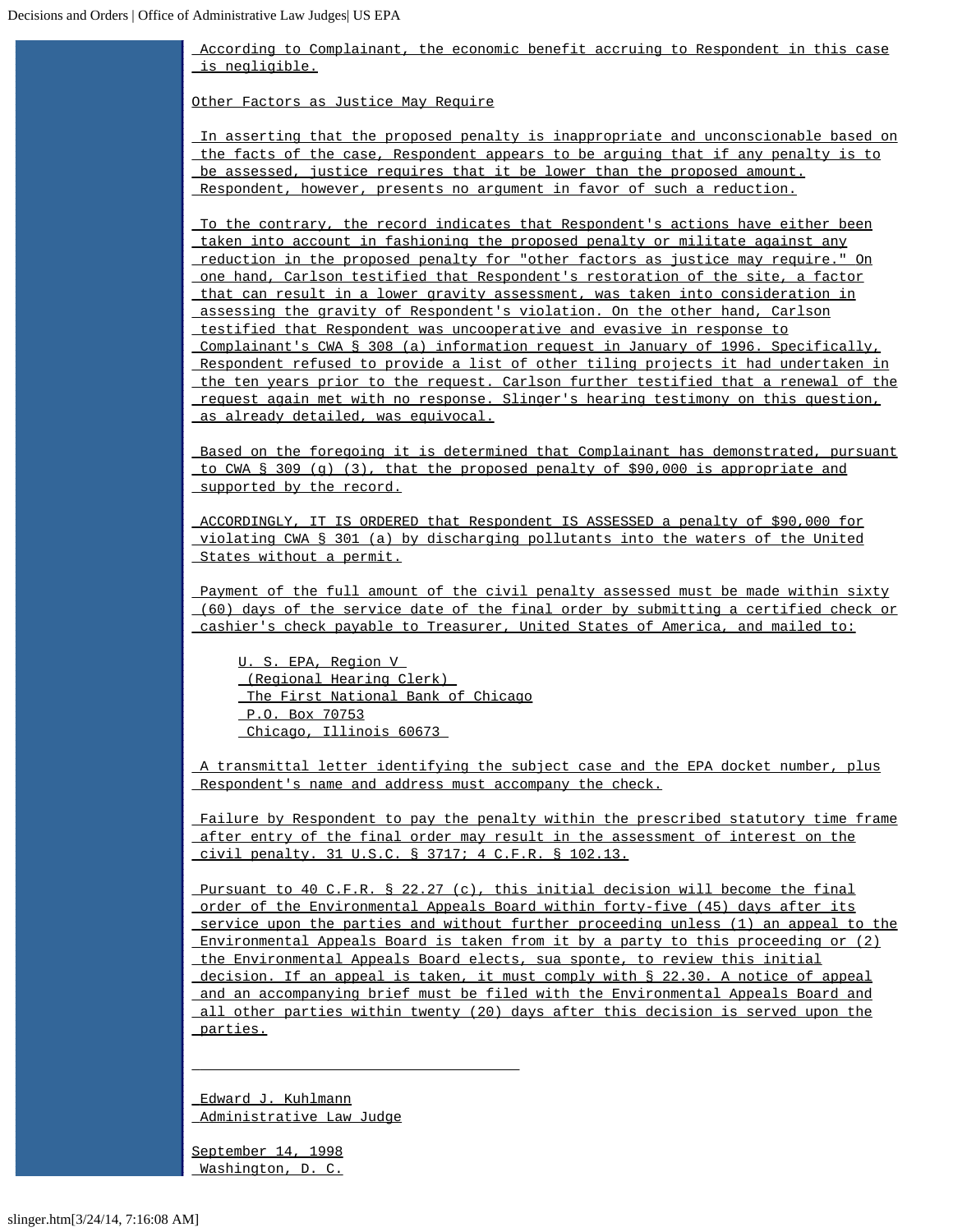According to Complainant, the economic benefit accruing to Respondent in this case is negligible.

Other Factors as Justice May Require

In asserting that the proposed penalty is inappropriate and unconscionable based on the facts of the case, Respondent appears to be arguing that if any penalty is to be assessed, justice requires that it be lower than the proposed amount. Respondent, however, presents no argument in favor of such a reduction.

To the contrary, the record indicates that Respondent's actions have either been taken into account in fashioning the proposed penalty or militate against any reduction in the proposed penalty for "other factors as justice may require." On one hand, Carlson testified that Respondent's restoration of the site, a factor that can result in a lower gravity assessment, was taken into consideration in assessing the gravity of Respondent's violation. On the other hand, Carlson testified that Respondent was uncooperative and evasive in response to Complainant's CWA § 308 (a) information request in January of 1996. Specifically, Respondent refused to provide a list of other tiling projects it had undertaken in the ten years prior to the request. Carlson further testified that a renewal of the request again met with no response. Slinger's hearing testimony on this question, as already detailed, was equivocal.

Based on the foregoing it is determined that Complainant has demonstrated, pursuant to CWA § 309 (g) (3), that the proposed penalty of $90,000 is appropriate and supported by the record.

ACCORDINGLY, IT IS ORDERED that Respondent IS ASSESSED a penalty of $90,000 for violating CWA § 301 (a) by discharging pollutants into the waters of the United States without a permit.

Payment of the full amount of the civil penalty assessed must be made within sixty (60) days of the service date of the final order by submitting a certified check or cashier's check payable to Treasurer, United States of America, and mailed to:

U. S. EPA, Region V
(Regional Hearing Clerk)
The First National Bank of Chicago
P.O. Box 70753
Chicago, Illinois 60673

A transmittal letter identifying the subject case and the EPA docket number, plus Respondent's name and address must accompany the check.

Failure by Respondent to pay the penalty within the prescribed statutory time frame after entry of the final order may result in the assessment of interest on the civil penalty. 31 U.S.C. § 3717; 4 C.F.R. § 102.13.

Pursuant to 40 C.F.R. § 22.27 (c), this initial decision will become the final order of the Environmental Appeals Board within forty-five (45) days after its service upon the parties and without further proceeding unless (1) an appeal to the Environmental Appeals Board is taken from it by a party to this proceeding or (2) the Environmental Appeals Board elects, sua sponte, to review this initial decision. If an appeal is taken, it must comply with § 22.30. A notice of appeal and an accompanying brief must be filed with the Environmental Appeals Board and all other parties within twenty (20) days after this decision is served upon the parties.

---

Edward J. Kuhlmann
Administrative Law Judge

September 14, 1998
Washington, D. C.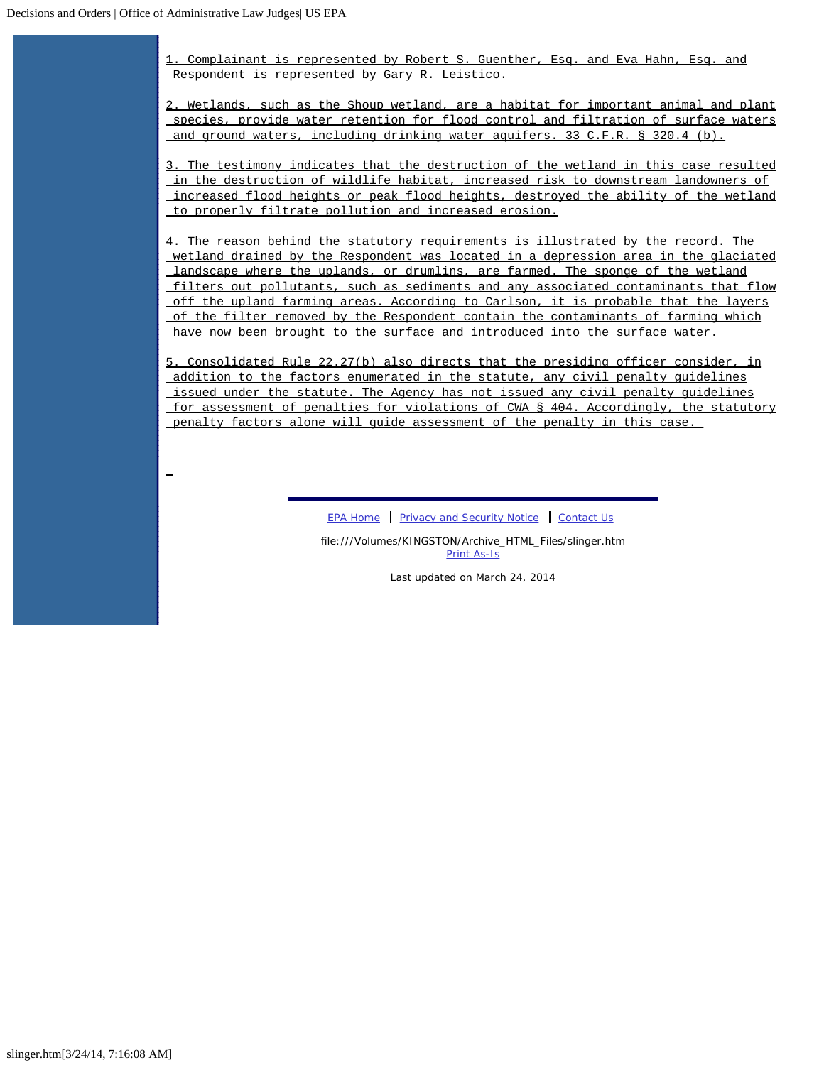1. Complainant is represented by Robert S. Guenther, Esq. and Eva Hahn, Esq. and Respondent is represented by Gary R. Leistico.

2. Wetlands, such as the Shoup wetland, are a habitat for important animal and plant species, provide water retention for flood control and filtration of surface waters and ground waters, including drinking water aquifers. 33 C.F.R. § 320.4 (b).

3. The testimony indicates that the destruction of the wetland in this case resulted in the destruction of wildlife habitat, increased risk to downstream landowners of increased flood heights or peak flood heights, destroyed the ability of the wetland to properly filtrate pollution and increased erosion.

4. The reason behind the statutory requirements is illustrated by the record. The wetland drained by the Respondent was located in a depression area in the glaciated landscape where the uplands, or drumlins, are farmed. The sponge of the wetland filters out pollutants, such as sediments and any associated contaminants that flow off the upland farming areas. According to Carlson, it is probable that the layers of the filter removed by the Respondent contain the contaminants of farming which have now been brought to the surface and introduced into the surface water.

5. Consolidated Rule 22.27(b) also directs that the presiding officer consider, in addition to the factors enumerated in the statute, any civil penalty guidelines issued under the statute. The Agency has not issued any civil penalty guidelines for assessment of penalties for violations of CWA § 404. Accordingly, the statutory penalty factors alone will guide assessment of the penalty in this case.

EPA Home | Privacy and Security Notice | Contact Us

file:///Volumes/KINGSTON/Archive_HTML_Files/slinger.htm
Print As-Is

Last updated on March 24, 2014